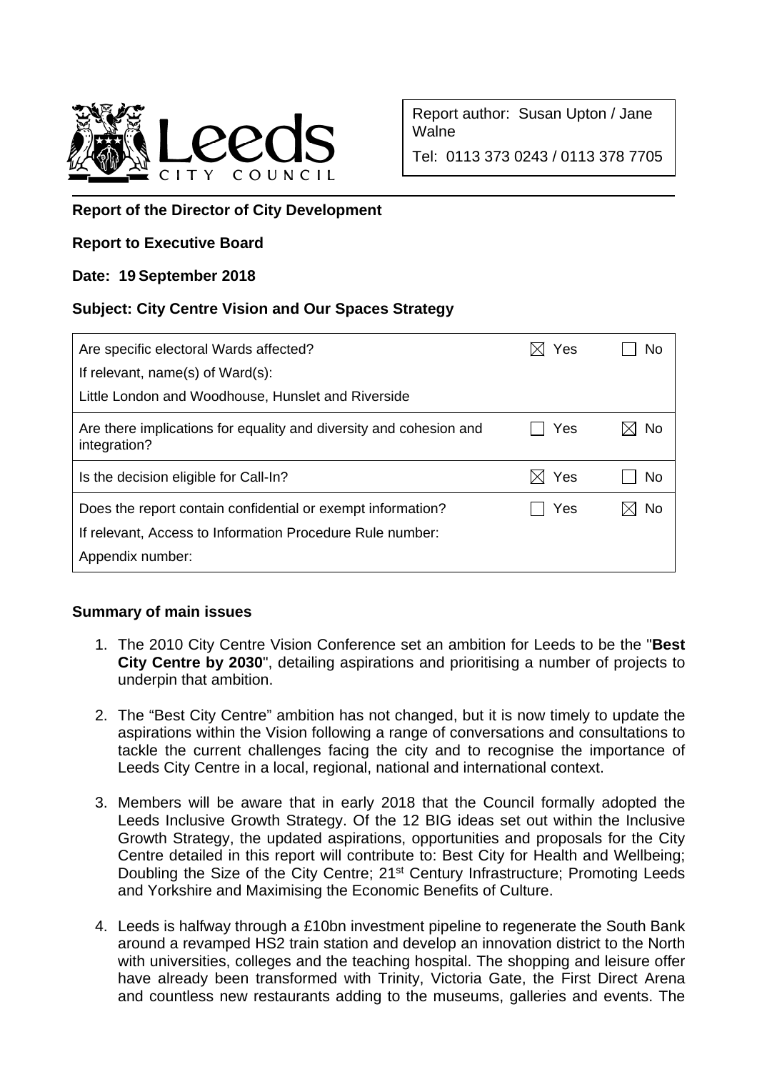Report author: Susan Upton / Jane Walne

Tel: 0113 373 0243 / 0113 378 7705

**Report of the Director of City Development**

**Report to Executive Board**

**Date: 19 September 2018**

**Subject: City Centre Vision and Our Spaces Strategy**

| | | |
|---|---|---|
| Are specific electoral Wards affected?<br>If relevant, name(s) of Ward(s):<br>Little London and Woodhouse, Hunslet and Riverside | ☒ Yes | ☐ No |
| Are there implications for equality and diversity and cohesion and integration? | ☐ Yes | ☒ No |
| Is the decision eligible for Call-In? | ☒ Yes | ☐ No |
| Does the report contain confidential or exempt information?<br>If relevant, Access to Information Procedure Rule number:<br>Appendix number: | ☐ Yes | ☒ No |

**Summary of main issues**

1. The 2010 City Centre Vision Conference set an ambition for Leeds to be the "**Best City Centre by 2030**", detailing aspirations and prioritising a number of projects to underpin that ambition.

2. The "Best City Centre" ambition has not changed, but it is now timely to update the aspirations within the Vision following a range of conversations and consultations to tackle the current challenges facing the city and to recognise the importance of Leeds City Centre in a local, regional, national and international context.

3. Members will be aware that in early 2018 that the Council formally adopted the Leeds Inclusive Growth Strategy. Of the 12 BIG ideas set out within the Inclusive Growth Strategy, the updated aspirations, opportunities and proposals for the City Centre detailed in this report will contribute to: Best City for Health and Wellbeing; Doubling the Size of the City Centre; 21st Century Infrastructure; Promoting Leeds and Yorkshire and Maximising the Economic Benefits of Culture.

4. Leeds is halfway through a £10bn investment pipeline to regenerate the South Bank around a revamped HS2 train station and develop an innovation district to the North with universities, colleges and the teaching hospital. The shopping and leisure offer have already been transformed with Trinity, Victoria Gate, the First Direct Arena and countless new restaurants adding to the museums, galleries and events. The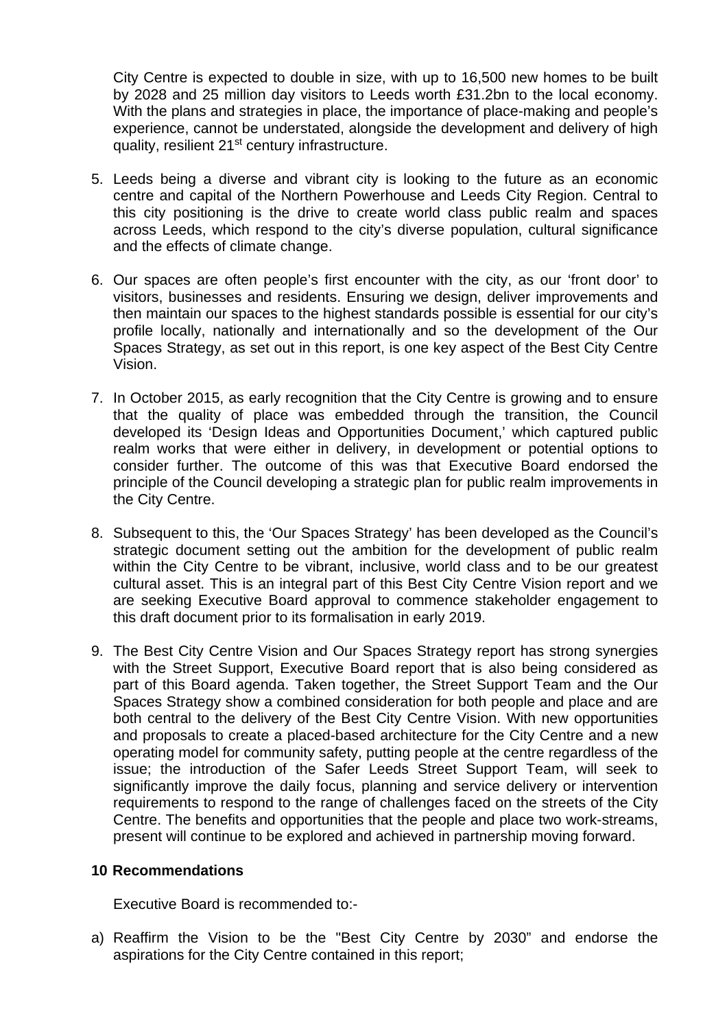City Centre is expected to double in size, with up to 16,500 new homes to be built by 2028 and 25 million day visitors to Leeds worth £31.2bn to the local economy. With the plans and strategies in place, the importance of place-making and people's experience, cannot be understated, alongside the development and delivery of high quality, resilient 21st century infrastructure.

5. Leeds being a diverse and vibrant city is looking to the future as an economic centre and capital of the Northern Powerhouse and Leeds City Region. Central to this city positioning is the drive to create world class public realm and spaces across Leeds, which respond to the city's diverse population, cultural significance and the effects of climate change.

6. Our spaces are often people's first encounter with the city, as our 'front door' to visitors, businesses and residents. Ensuring we design, deliver improvements and then maintain our spaces to the highest standards possible is essential for our city's profile locally, nationally and internationally and so the development of the Our Spaces Strategy, as set out in this report, is one key aspect of the Best City Centre Vision.

7. In October 2015, as early recognition that the City Centre is growing and to ensure that the quality of place was embedded through the transition, the Council developed its 'Design Ideas and Opportunities Document,' which captured public realm works that were either in delivery, in development or potential options to consider further. The outcome of this was that Executive Board endorsed the principle of the Council developing a strategic plan for public realm improvements in the City Centre.

8. Subsequent to this, the 'Our Spaces Strategy' has been developed as the Council's strategic document setting out the ambition for the development of public realm within the City Centre to be vibrant, inclusive, world class and to be our greatest cultural asset. This is an integral part of this Best City Centre Vision report and we are seeking Executive Board approval to commence stakeholder engagement to this draft document prior to its formalisation in early 2019.

9. The Best City Centre Vision and Our Spaces Strategy report has strong synergies with the Street Support, Executive Board report that is also being considered as part of this Board agenda. Taken together, the Street Support Team and the Our Spaces Strategy show a combined consideration for both people and place and are both central to the delivery of the Best City Centre Vision. With new opportunities and proposals to create a placed-based architecture for the City Centre and a new operating model for community safety, putting people at the centre regardless of the issue; the introduction of the Safer Leeds Street Support Team, will seek to significantly improve the daily focus, planning and service delivery or intervention requirements to respond to the range of challenges faced on the streets of the City Centre. The benefits and opportunities that the people and place two work-streams, present will continue to be explored and achieved in partnership moving forward.

**10 Recommendations**

Executive Board is recommended to:-

a) Reaffirm the Vision to be the "Best City Centre by 2030" and endorse the aspirations for the City Centre contained in this report;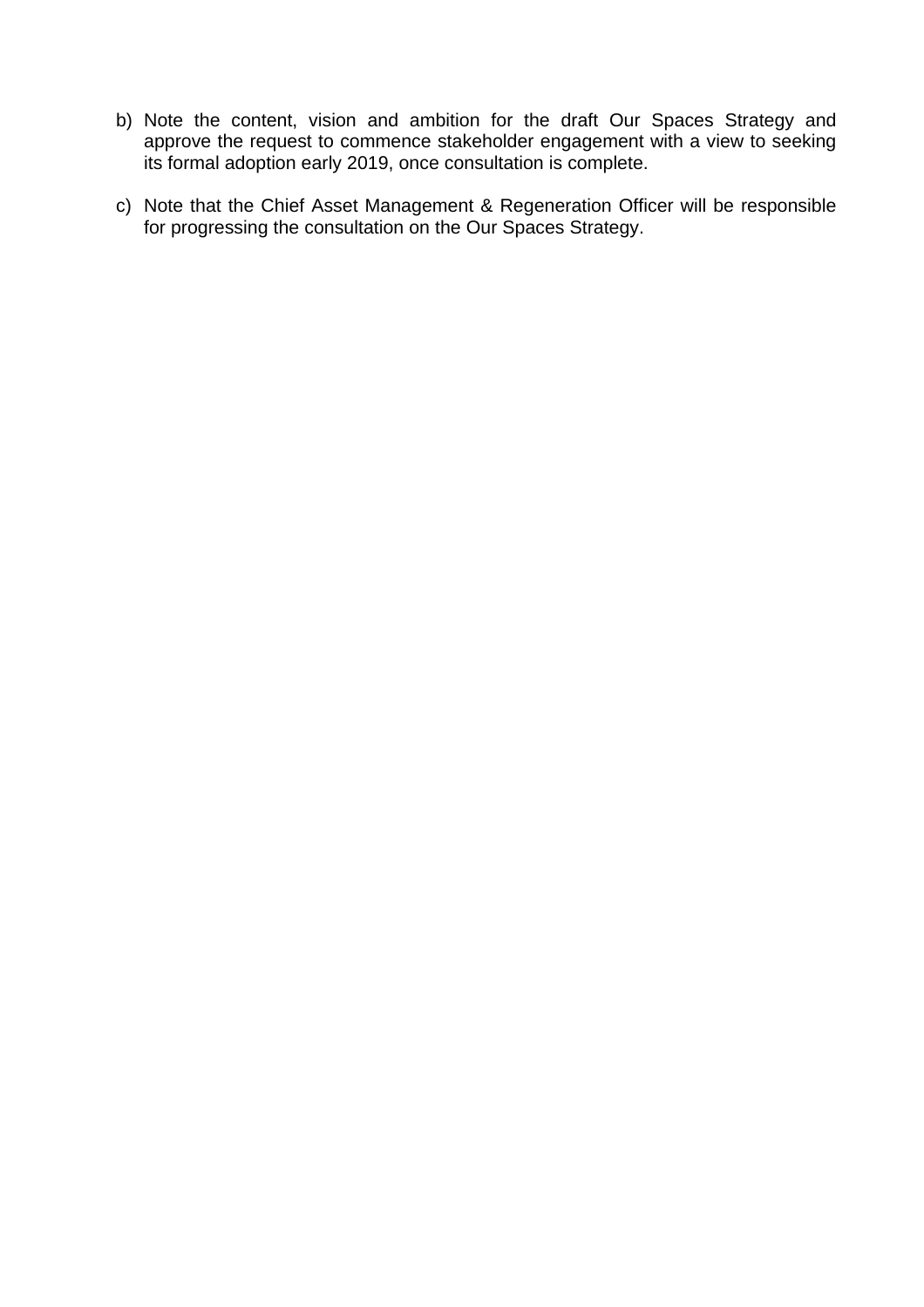b) Note the content, vision and ambition for the draft Our Spaces Strategy and approve the request to commence stakeholder engagement with a view to seeking its formal adoption early 2019, once consultation is complete.

c) Note that the Chief Asset Management & Regeneration Officer will be responsible for progressing the consultation on the Our Spaces Strategy.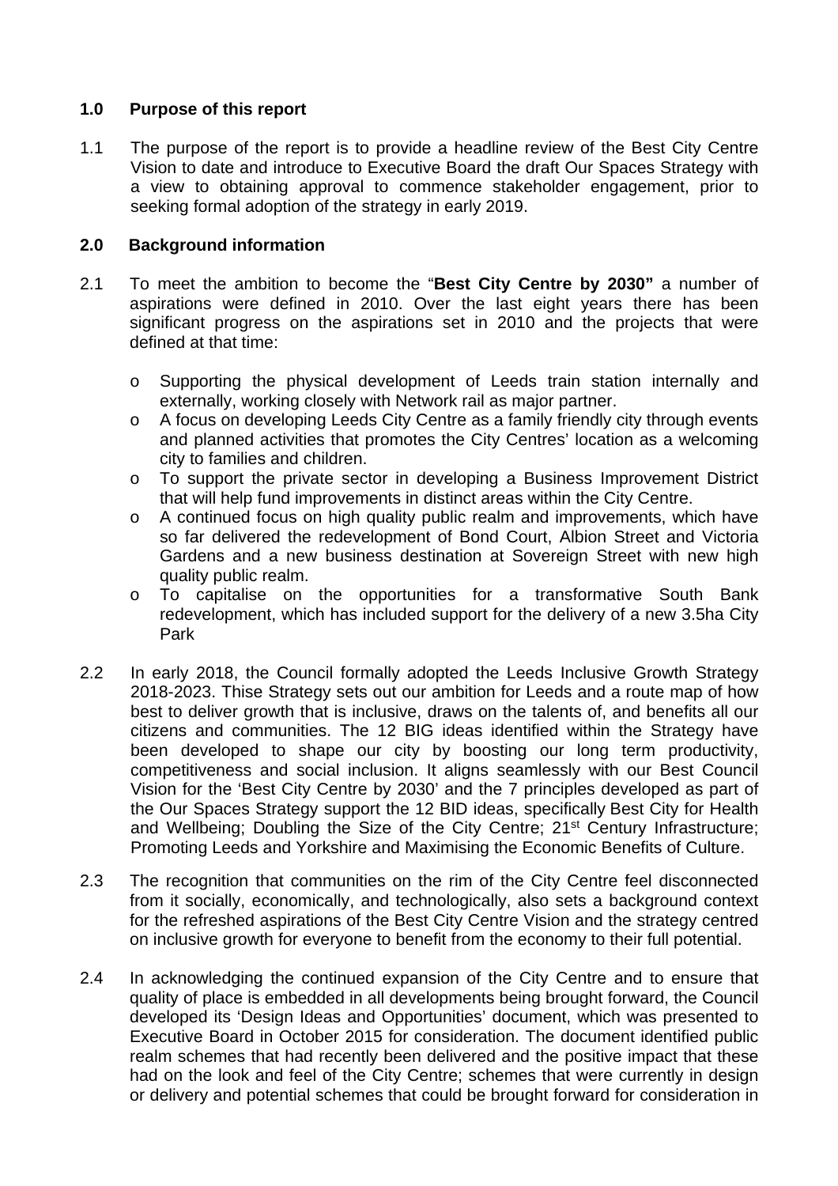## 1.0 Purpose of this report

1.1 The purpose of the report is to provide a headline review of the Best City Centre Vision to date and introduce to Executive Board the draft Our Spaces Strategy with a view to obtaining approval to commence stakeholder engagement, prior to seeking formal adoption of the strategy in early 2019.

## 2.0 Background information

2.1 To meet the ambition to become the "**Best City Centre by 2030"** a number of aspirations were defined in 2010. Over the last eight years there has been significant progress on the aspirations set in 2010 and the projects that were defined at that time:

- o Supporting the physical development of Leeds train station internally and externally, working closely with Network rail as major partner.
- o A focus on developing Leeds City Centre as a family friendly city through events and planned activities that promotes the City Centres' location as a welcoming city to families and children.
- o To support the private sector in developing a Business Improvement District that will help fund improvements in distinct areas within the City Centre.
- o A continued focus on high quality public realm and improvements, which have so far delivered the redevelopment of Bond Court, Albion Street and Victoria Gardens and a new business destination at Sovereign Street with new high quality public realm.
- o To capitalise on the opportunities for a transformative South Bank redevelopment, which has included support for the delivery of a new 3.5ha City Park

2.2 In early 2018, the Council formally adopted the Leeds Inclusive Growth Strategy 2018-2023. Thise Strategy sets out our ambition for Leeds and a route map of how best to deliver growth that is inclusive, draws on the talents of, and benefits all our citizens and communities. The 12 BIG ideas identified within the Strategy have been developed to shape our city by boosting our long term productivity, competitiveness and social inclusion. It aligns seamlessly with our Best Council Vision for the 'Best City Centre by 2030' and the 7 principles developed as part of the Our Spaces Strategy support the 12 BID ideas, specifically Best City for Health and Wellbeing; Doubling the Size of the City Centre; 21st Century Infrastructure; Promoting Leeds and Yorkshire and Maximising the Economic Benefits of Culture.

2.3 The recognition that communities on the rim of the City Centre feel disconnected from it socially, economically, and technologically, also sets a background context for the refreshed aspirations of the Best City Centre Vision and the strategy centred on inclusive growth for everyone to benefit from the economy to their full potential.

2.4 In acknowledging the continued expansion of the City Centre and to ensure that quality of place is embedded in all developments being brought forward, the Council developed its 'Design Ideas and Opportunities' document, which was presented to Executive Board in October 2015 for consideration. The document identified public realm schemes that had recently been delivered and the positive impact that these had on the look and feel of the City Centre; schemes that were currently in design or delivery and potential schemes that could be brought forward for consideration in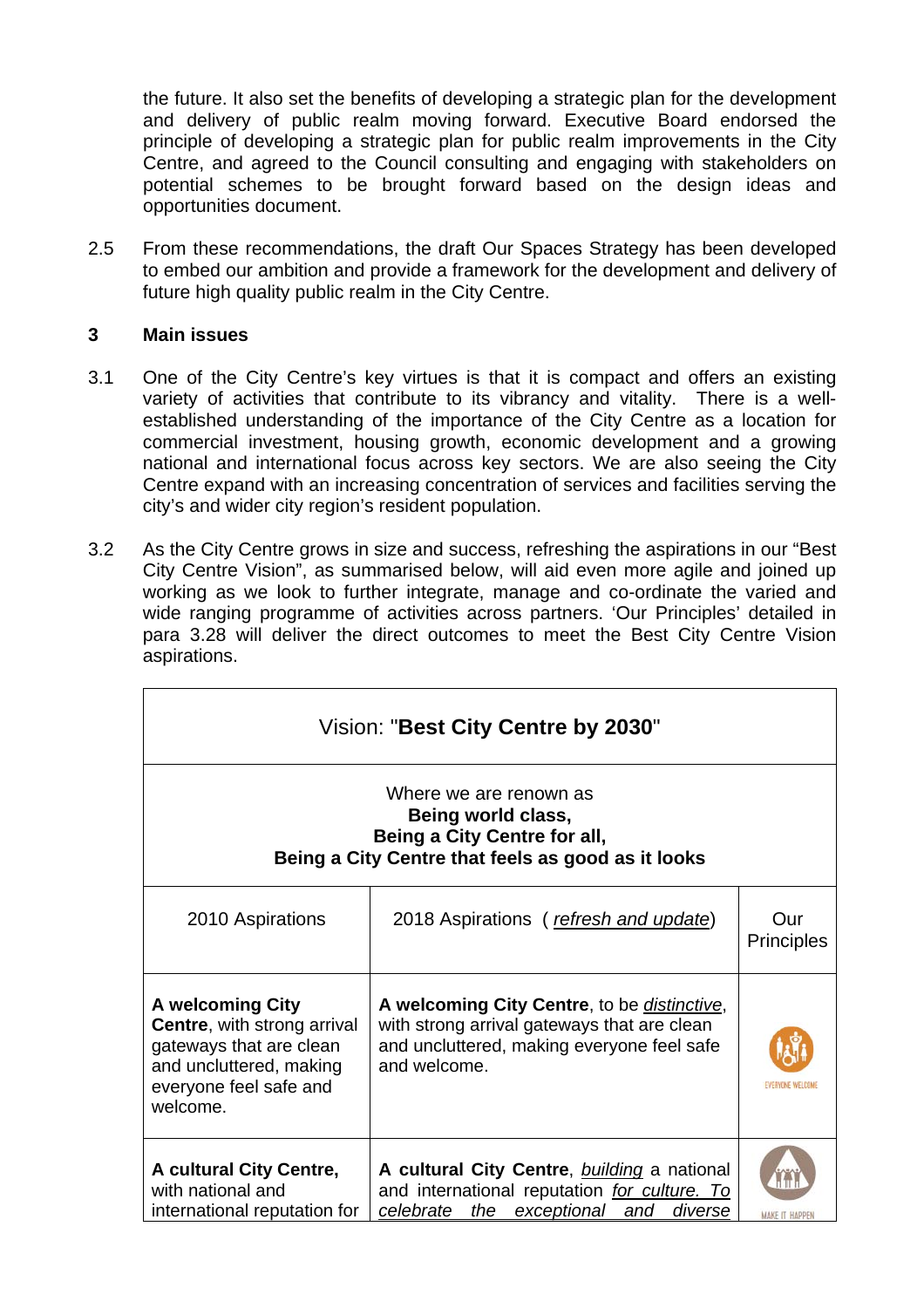the future. It also set the benefits of developing a strategic plan for the development and delivery of public realm moving forward. Executive Board endorsed the principle of developing a strategic plan for public realm improvements in the City Centre, and agreed to the Council consulting and engaging with stakeholders on potential schemes to be brought forward based on the design ideas and opportunities document.

2.5 From these recommendations, the draft Our Spaces Strategy has been developed to embed our ambition and provide a framework for the development and delivery of future high quality public realm in the City Centre.

## 3 Main issues

3.1 One of the City Centre's key virtues is that it is compact and offers an existing variety of activities that contribute to its vibrancy and vitality. There is a well-established understanding of the importance of the City Centre as a location for commercial investment, housing growth, economic development and a growing national and international focus across key sectors. We are also seeing the City Centre expand with an increasing concentration of services and facilities serving the city's and wider city region's resident population.

3.2 As the City Centre grows in size and success, refreshing the aspirations in our "Best City Centre Vision", as summarised below, will aid even more agile and joined up working as we look to further integrate, manage and co-ordinate the varied and wide ranging programme of activities across partners. 'Our Principles' detailed in para 3.28 will deliver the direct outcomes to meet the Best City Centre Vision aspirations.

| Vision: "**Best City Centre by 2030**" | | |
|---|---|---|
| Where we are renown as **Being world class, Being a City Centre for all, Being a City Centre that feels as good as it looks** | | |
| 2010 Aspirations | 2018 Aspirations ( *refresh and update*) | Our Principles |
| **A welcoming City Centre**, with strong arrival gateways that are clean and uncluttered, making everyone feel safe and welcome. | **A welcoming City Centre**, to be *distinctive*, with strong arrival gateways that are clean and uncluttered, making everyone feel safe and welcome. | EVERYONE WELCOME |
| **A cultural City Centre,** with national and international reputation for | **A cultural City Centre**, *building* a national and international reputation *for culture. To celebrate the exceptional and diverse* | MAKE IT HAPPEN |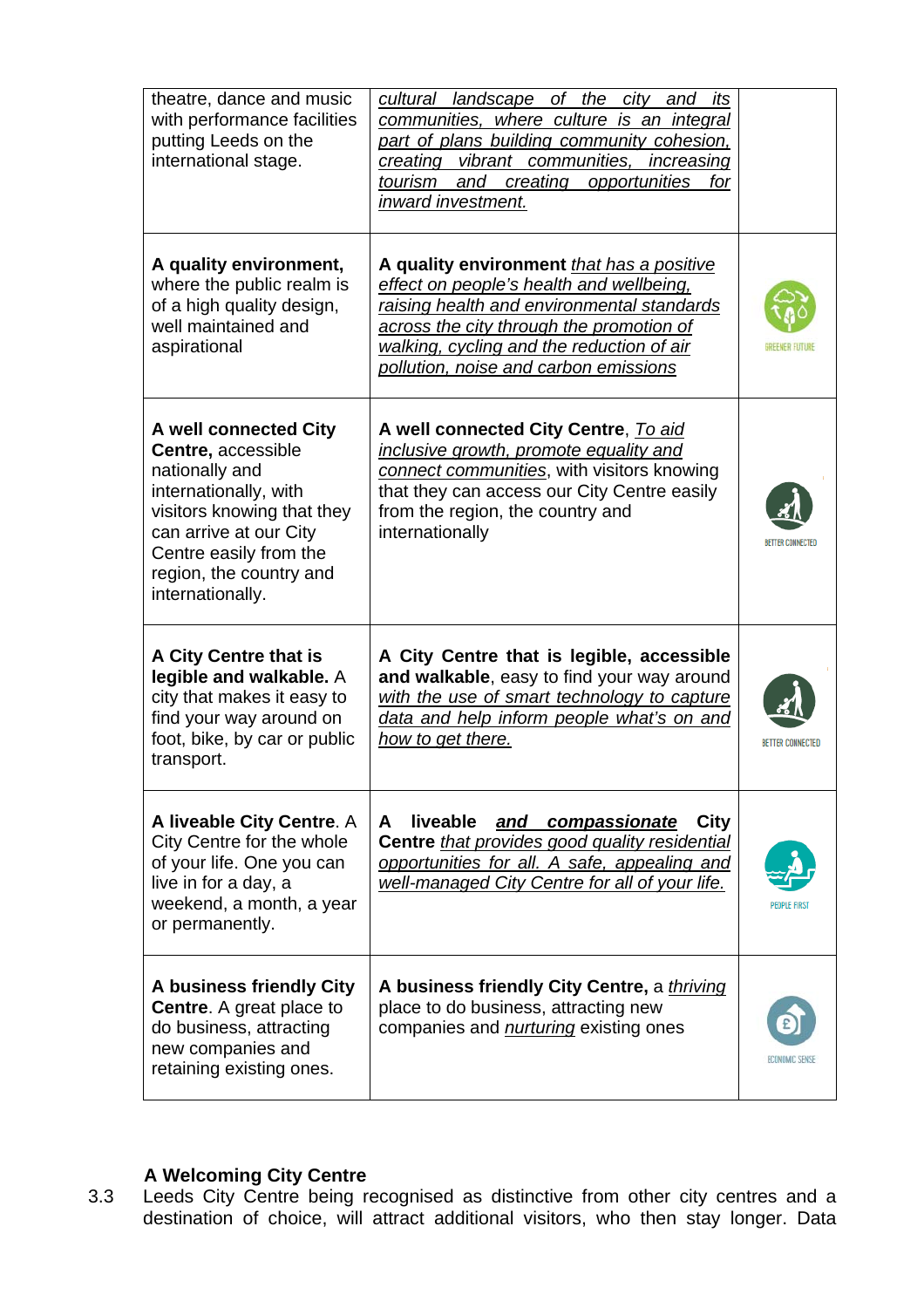| | | |
|---|---|---|
| theatre, dance and music with performance facilities putting Leeds on the international stage. | *cultural landscape of the city and its communities, where culture is an integral part of plans building community cohesion, creating vibrant communities, increasing tourism and creating opportunities for inward investment.* | |
| **A quality environment,** where the public realm is of a high quality design, well maintained and aspirational | **A quality environment** *that has a positive effect on people's health and wellbeing, raising health and environmental standards across the city through the promotion of walking, cycling and the reduction of air pollution, noise and carbon emissions* | GREENER FUTURE |
| **A well connected City Centre,** accessible nationally and internationally, with visitors knowing that they can arrive at our City Centre easily from the region, the country and internationally. | **A well connected City Centre**, *To aid inclusive growth, promote equality and connect communities*, with visitors knowing that they can access our City Centre easily from the region, the country and internationally | BETTER CONNECTED |
| **A City Centre that is legible and walkable.** A city that makes it easy to find your way around on foot, bike, by car or public transport. | **A City Centre that is legible, accessible and walkable**, easy to find your way around *with the use of smart technology to capture data and help inform people what's on and how to get there.* | BETTER CONNECTED |
| **A liveable City Centre**. A City Centre for the whole of your life. One you can live in for a day, a weekend, a month, a year or permanently. | **A liveable *and compassionate* City Centre** *that provides good quality residential opportunities for all. A safe, appealing and well-managed City Centre for all of your life.* | PEOPLE FIRST |
| **A business friendly City Centre**. A great place to do business, attracting new companies and retaining existing ones. | **A business friendly City Centre,** a *thriving* place to do business, attracting new companies and *nurturing* existing ones | ECONOMIC SENSE |

**A Welcoming City Centre**

3.3 Leeds City Centre being recognised as distinctive from other city centres and a destination of choice, will attract additional visitors, who then stay longer. Data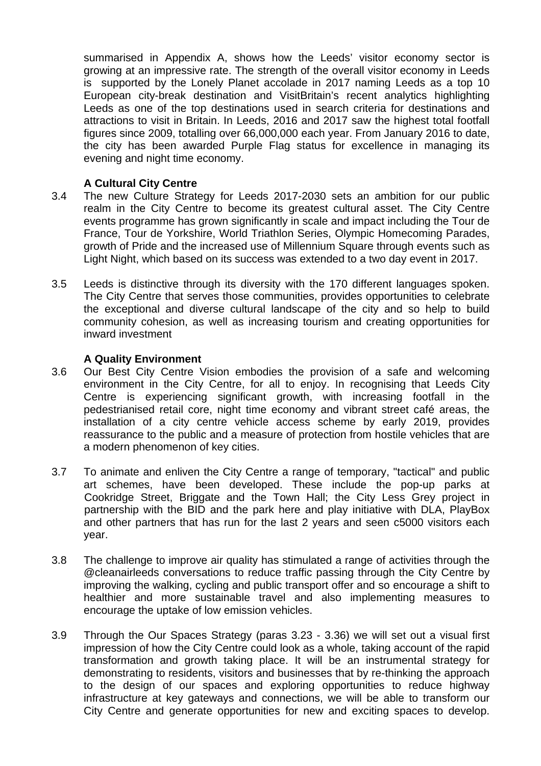summarised in Appendix A, shows how the Leeds' visitor economy sector is growing at an impressive rate. The strength of the overall visitor economy in Leeds is supported by the Lonely Planet accolade in 2017 naming Leeds as a top 10 European city-break destination and VisitBritain's recent analytics highlighting Leeds as one of the top destinations used in search criteria for destinations and attractions to visit in Britain. In Leeds, 2016 and 2017 saw the highest total footfall figures since 2009, totalling over 66,000,000 each year. From January 2016 to date, the city has been awarded Purple Flag status for excellence in managing its evening and night time economy.

**A Cultural City Centre**

3.4 The new Culture Strategy for Leeds 2017-2030 sets an ambition for our public realm in the City Centre to become its greatest cultural asset. The City Centre events programme has grown significantly in scale and impact including the Tour de France, Tour de Yorkshire, World Triathlon Series, Olympic Homecoming Parades, growth of Pride and the increased use of Millennium Square through events such as Light Night, which based on its success was extended to a two day event in 2017.

3.5 Leeds is distinctive through its diversity with the 170 different languages spoken. The City Centre that serves those communities, provides opportunities to celebrate the exceptional and diverse cultural landscape of the city and so help to build community cohesion, as well as increasing tourism and creating opportunities for inward investment

**A Quality Environment**

3.6 Our Best City Centre Vision embodies the provision of a safe and welcoming environment in the City Centre, for all to enjoy. In recognising that Leeds City Centre is experiencing significant growth, with increasing footfall in the pedestrianised retail core, night time economy and vibrant street café areas, the installation of a city centre vehicle access scheme by early 2019, provides reassurance to the public and a measure of protection from hostile vehicles that are a modern phenomenon of key cities.

3.7 To animate and enliven the City Centre a range of temporary, "tactical" and public art schemes, have been developed. These include the pop-up parks at Cookridge Street, Briggate and the Town Hall; the City Less Grey project in partnership with the BID and the park here and play initiative with DLA, PlayBox and other partners that has run for the last 2 years and seen c5000 visitors each year.

3.8 The challenge to improve air quality has stimulated a range of activities through the @cleanairleeds conversations to reduce traffic passing through the City Centre by improving the walking, cycling and public transport offer and so encourage a shift to healthier and more sustainable travel and also implementing measures to encourage the uptake of low emission vehicles.

3.9 Through the Our Spaces Strategy (paras 3.23 - 3.36) we will set out a visual first impression of how the City Centre could look as a whole, taking account of the rapid transformation and growth taking place. It will be an instrumental strategy for demonstrating to residents, visitors and businesses that by re-thinking the approach to the design of our spaces and exploring opportunities to reduce highway infrastructure at key gateways and connections, we will be able to transform our City Centre and generate opportunities for new and exciting spaces to develop.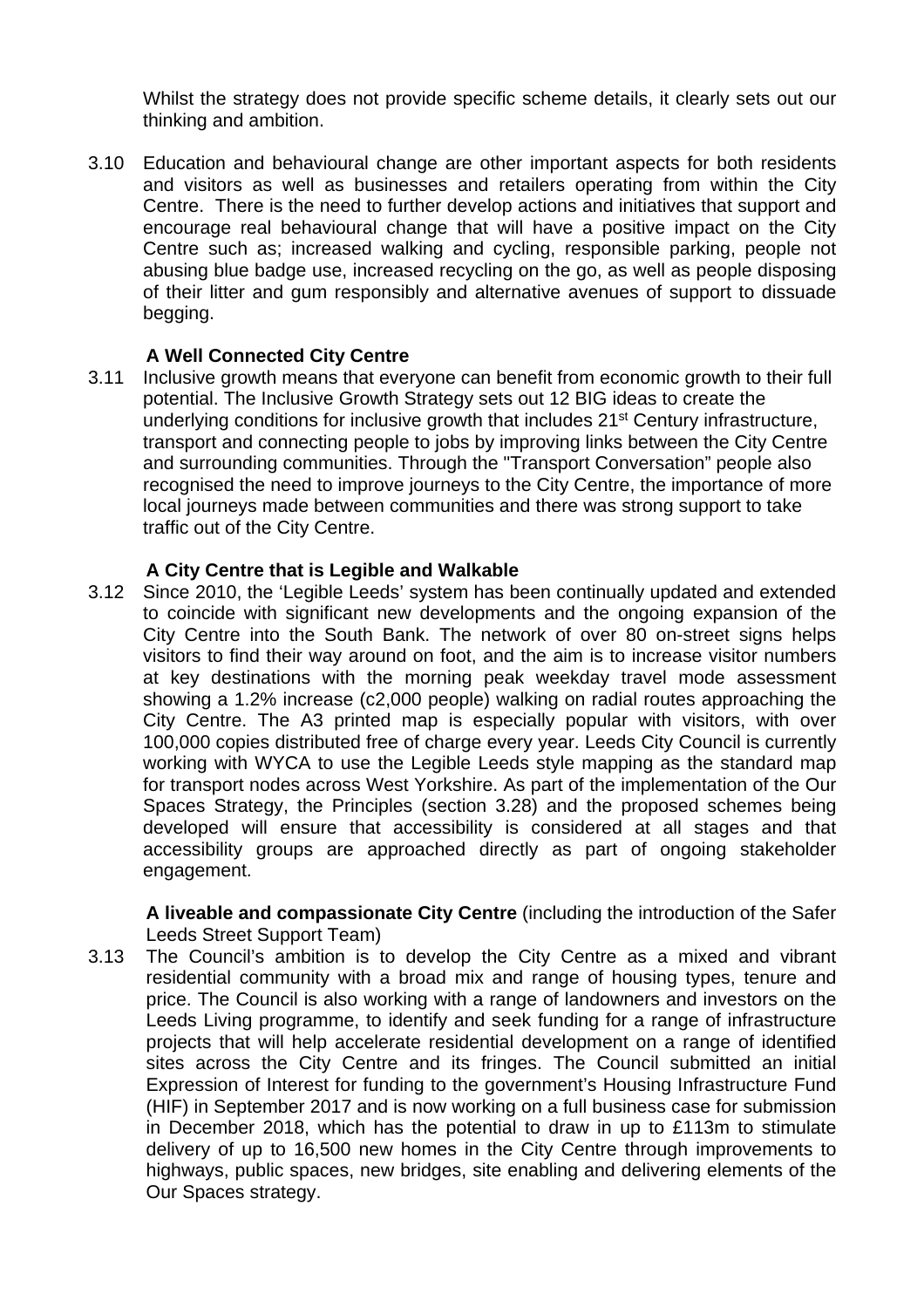Whilst the strategy does not provide specific scheme details, it clearly sets out our thinking and ambition.

3.10 Education and behavioural change are other important aspects for both residents and visitors as well as businesses and retailers operating from within the City Centre. There is the need to further develop actions and initiatives that support and encourage real behavioural change that will have a positive impact on the City Centre such as; increased walking and cycling, responsible parking, people not abusing blue badge use, increased recycling on the go, as well as people disposing of their litter and gum responsibly and alternative avenues of support to dissuade begging.

**A Well Connected City Centre**

3.11 Inclusive growth means that everyone can benefit from economic growth to their full potential. The Inclusive Growth Strategy sets out 12 BIG ideas to create the underlying conditions for inclusive growth that includes 21st Century infrastructure, transport and connecting people to jobs by improving links between the City Centre and surrounding communities. Through the "Transport Conversation" people also recognised the need to improve journeys to the City Centre, the importance of more local journeys made between communities and there was strong support to take traffic out of the City Centre.

**A City Centre that is Legible and Walkable**

3.12 Since 2010, the 'Legible Leeds' system has been continually updated and extended to coincide with significant new developments and the ongoing expansion of the City Centre into the South Bank. The network of over 80 on-street signs helps visitors to find their way around on foot, and the aim is to increase visitor numbers at key destinations with the morning peak weekday travel mode assessment showing a 1.2% increase (c2,000 people) walking on radial routes approaching the City Centre. The A3 printed map is especially popular with visitors, with over 100,000 copies distributed free of charge every year. Leeds City Council is currently working with WYCA to use the Legible Leeds style mapping as the standard map for transport nodes across West Yorkshire. As part of the implementation of the Our Spaces Strategy, the Principles (section 3.28) and the proposed schemes being developed will ensure that accessibility is considered at all stages and that accessibility groups are approached directly as part of ongoing stakeholder engagement.

**A liveable and compassionate City Centre** (including the introduction of the Safer Leeds Street Support Team)

3.13 The Council's ambition is to develop the City Centre as a mixed and vibrant residential community with a broad mix and range of housing types, tenure and price. The Council is also working with a range of landowners and investors on the Leeds Living programme, to identify and seek funding for a range of infrastructure projects that will help accelerate residential development on a range of identified sites across the City Centre and its fringes. The Council submitted an initial Expression of Interest for funding to the government's Housing Infrastructure Fund (HIF) in September 2017 and is now working on a full business case for submission in December 2018, which has the potential to draw in up to £113m to stimulate delivery of up to 16,500 new homes in the City Centre through improvements to highways, public spaces, new bridges, site enabling and delivering elements of the Our Spaces strategy.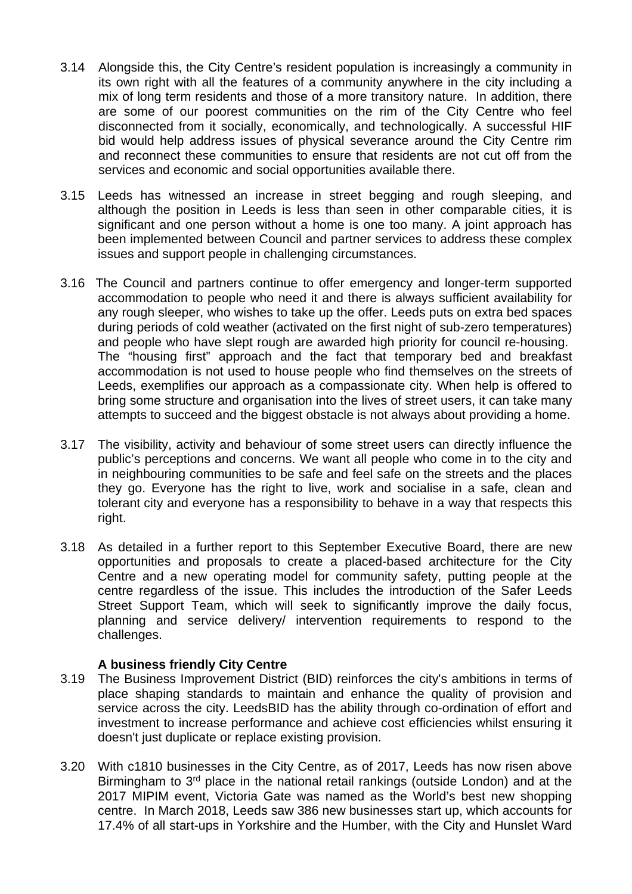3.14 Alongside this, the City Centre's resident population is increasingly a community in its own right with all the features of a community anywhere in the city including a mix of long term residents and those of a more transitory nature. In addition, there are some of our poorest communities on the rim of the City Centre who feel disconnected from it socially, economically, and technologically. A successful HIF bid would help address issues of physical severance around the City Centre rim and reconnect these communities to ensure that residents are not cut off from the services and economic and social opportunities available there.

3.15 Leeds has witnessed an increase in street begging and rough sleeping, and although the position in Leeds is less than seen in other comparable cities, it is significant and one person without a home is one too many. A joint approach has been implemented between Council and partner services to address these complex issues and support people in challenging circumstances.

3.16 The Council and partners continue to offer emergency and longer-term supported accommodation to people who need it and there is always sufficient availability for any rough sleeper, who wishes to take up the offer. Leeds puts on extra bed spaces during periods of cold weather (activated on the first night of sub-zero temperatures) and people who have slept rough are awarded high priority for council re-housing. The "housing first" approach and the fact that temporary bed and breakfast accommodation is not used to house people who find themselves on the streets of Leeds, exemplifies our approach as a compassionate city. When help is offered to bring some structure and organisation into the lives of street users, it can take many attempts to succeed and the biggest obstacle is not always about providing a home.

3.17 The visibility, activity and behaviour of some street users can directly influence the public's perceptions and concerns. We want all people who come in to the city and in neighbouring communities to be safe and feel safe on the streets and the places they go. Everyone has the right to live, work and socialise in a safe, clean and tolerant city and everyone has a responsibility to behave in a way that respects this right.

3.18 As detailed in a further report to this September Executive Board, there are new opportunities and proposals to create a placed-based architecture for the City Centre and a new operating model for community safety, putting people at the centre regardless of the issue. This includes the introduction of the Safer Leeds Street Support Team, which will seek to significantly improve the daily focus, planning and service delivery/ intervention requirements to respond to the challenges.

**A business friendly City Centre**

3.19 The Business Improvement District (BID) reinforces the city's ambitions in terms of place shaping standards to maintain and enhance the quality of provision and service across the city. LeedsBID has the ability through co-ordination of effort and investment to increase performance and achieve cost efficiencies whilst ensuring it doesn't just duplicate or replace existing provision.

3.20 With c1810 businesses in the City Centre, as of 2017, Leeds has now risen above Birmingham to 3rd place in the national retail rankings (outside London) and at the 2017 MIPIM event, Victoria Gate was named as the World's best new shopping centre. In March 2018, Leeds saw 386 new businesses start up, which accounts for 17.4% of all start-ups in Yorkshire and the Humber, with the City and Hunslet Ward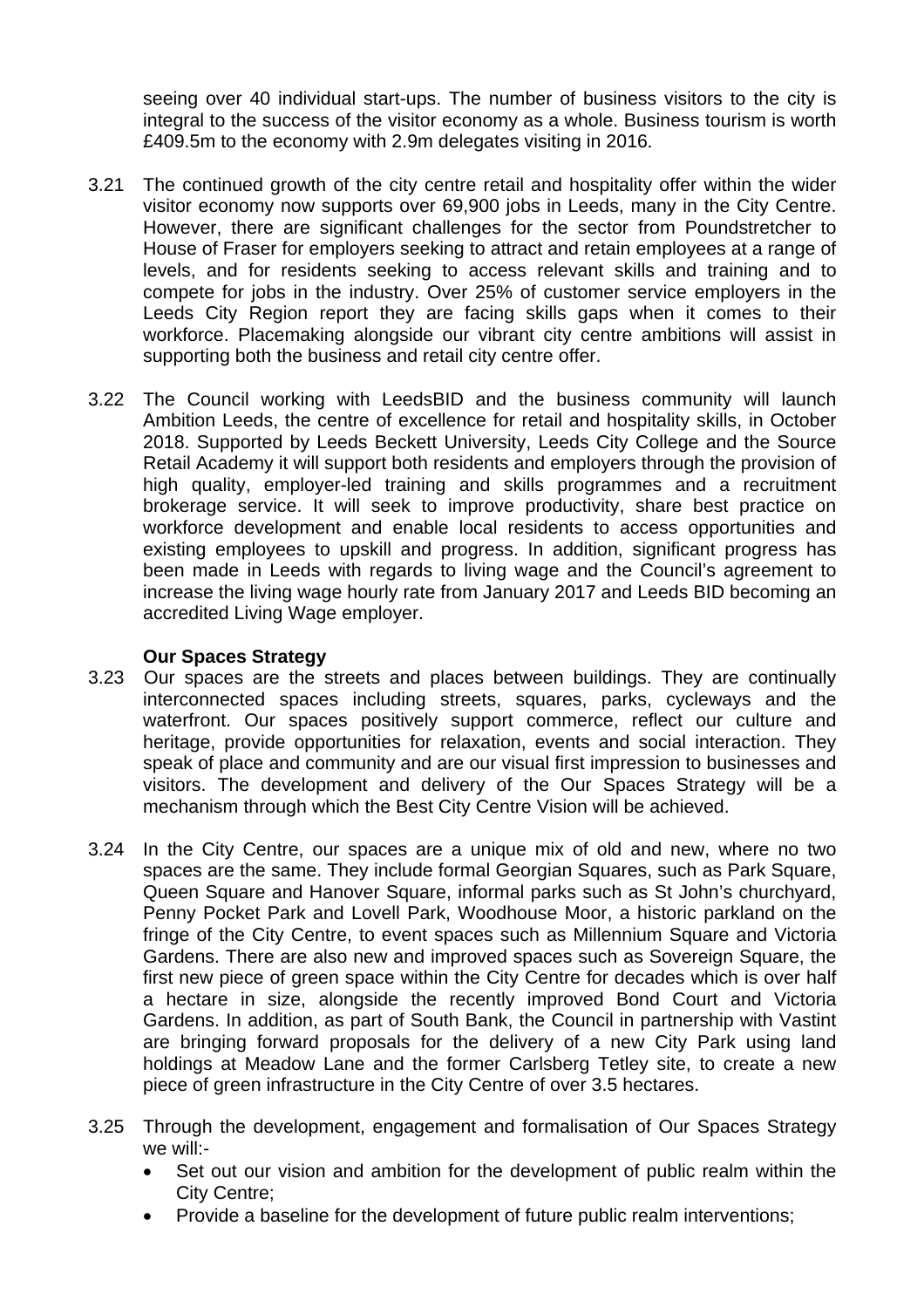seeing over 40 individual start-ups. The number of business visitors to the city is integral to the success of the visitor economy as a whole. Business tourism is worth £409.5m to the economy with 2.9m delegates visiting in 2016.

3.21 The continued growth of the city centre retail and hospitality offer within the wider visitor economy now supports over 69,900 jobs in Leeds, many in the City Centre. However, there are significant challenges for the sector from Poundstretcher to House of Fraser for employers seeking to attract and retain employees at a range of levels, and for residents seeking to access relevant skills and training and to compete for jobs in the industry. Over 25% of customer service employers in the Leeds City Region report they are facing skills gaps when it comes to their workforce. Placemaking alongside our vibrant city centre ambitions will assist in supporting both the business and retail city centre offer.

3.22 The Council working with LeedsBID and the business community will launch Ambition Leeds, the centre of excellence for retail and hospitality skills, in October 2018. Supported by Leeds Beckett University, Leeds City College and the Source Retail Academy it will support both residents and employers through the provision of high quality, employer-led training and skills programmes and a recruitment brokerage service. It will seek to improve productivity, share best practice on workforce development and enable local residents to access opportunities and existing employees to upskill and progress. In addition, significant progress has been made in Leeds with regards to living wage and the Council's agreement to increase the living wage hourly rate from January 2017 and Leeds BID becoming an accredited Living Wage employer.

**Our Spaces Strategy**

3.23 Our spaces are the streets and places between buildings. They are continually interconnected spaces including streets, squares, parks, cycleways and the waterfront. Our spaces positively support commerce, reflect our culture and heritage, provide opportunities for relaxation, events and social interaction. They speak of place and community and are our visual first impression to businesses and visitors. The development and delivery of the Our Spaces Strategy will be a mechanism through which the Best City Centre Vision will be achieved.

3.24 In the City Centre, our spaces are a unique mix of old and new, where no two spaces are the same. They include formal Georgian Squares, such as Park Square, Queen Square and Hanover Square, informal parks such as St John's churchyard, Penny Pocket Park and Lovell Park, Woodhouse Moor, a historic parkland on the fringe of the City Centre, to event spaces such as Millennium Square and Victoria Gardens. There are also new and improved spaces such as Sovereign Square, the first new piece of green space within the City Centre for decades which is over half a hectare in size, alongside the recently improved Bond Court and Victoria Gardens. In addition, as part of South Bank, the Council in partnership with Vastint are bringing forward proposals for the delivery of a new City Park using land holdings at Meadow Lane and the former Carlsberg Tetley site, to create a new piece of green infrastructure in the City Centre of over 3.5 hectares.

3.25 Through the development, engagement and formalisation of Our Spaces Strategy we will:-

- Set out our vision and ambition for the development of public realm within the City Centre;
- Provide a baseline for the development of future public realm interventions;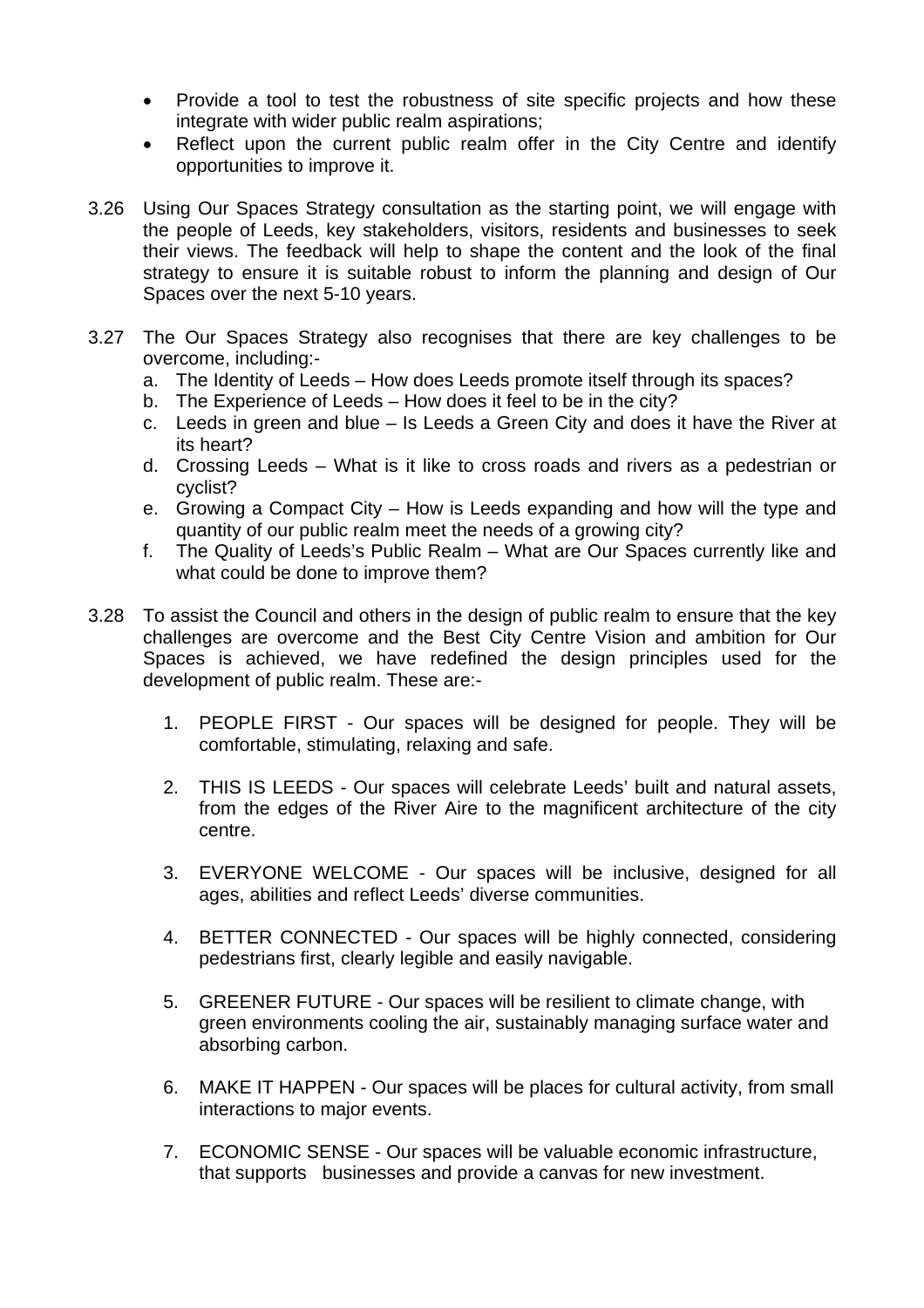- Provide a tool to test the robustness of site specific projects and how these integrate with wider public realm aspirations;
- Reflect upon the current public realm offer in the City Centre and identify opportunities to improve it.

3.26 Using Our Spaces Strategy consultation as the starting point, we will engage with the people of Leeds, key stakeholders, visitors, residents and businesses to seek their views. The feedback will help to shape the content and the look of the final strategy to ensure it is suitable robust to inform the planning and design of Our Spaces over the next 5-10 years.

3.27 The Our Spaces Strategy also recognises that there are key challenges to be overcome, including:-

a. The Identity of Leeds – How does Leeds promote itself through its spaces?
b. The Experience of Leeds – How does it feel to be in the city?
c. Leeds in green and blue – Is Leeds a Green City and does it have the River at its heart?
d. Crossing Leeds – What is it like to cross roads and rivers as a pedestrian or cyclist?
e. Growing a Compact City – How is Leeds expanding and how will the type and quantity of our public realm meet the needs of a growing city?
f. The Quality of Leeds's Public Realm – What are Our Spaces currently like and what could be done to improve them?

3.28 To assist the Council and others in the design of public realm to ensure that the key challenges are overcome and the Best City Centre Vision and ambition for Our Spaces is achieved, we have redefined the design principles used for the development of public realm. These are:-

1. PEOPLE FIRST - Our spaces will be designed for people. They will be comfortable, stimulating, relaxing and safe.

2. THIS IS LEEDS - Our spaces will celebrate Leeds' built and natural assets, from the edges of the River Aire to the magnificent architecture of the city centre.

3. EVERYONE WELCOME - Our spaces will be inclusive, designed for all ages, abilities and reflect Leeds' diverse communities.

4. BETTER CONNECTED - Our spaces will be highly connected, considering pedestrians first, clearly legible and easily navigable.

5. GREENER FUTURE - Our spaces will be resilient to climate change, with green environments cooling the air, sustainably managing surface water and absorbing carbon.

6. MAKE IT HAPPEN - Our spaces will be places for cultural activity, from small interactions to major events.

7. ECONOMIC SENSE - Our spaces will be valuable economic infrastructure, that supports businesses and provide a canvas for new investment.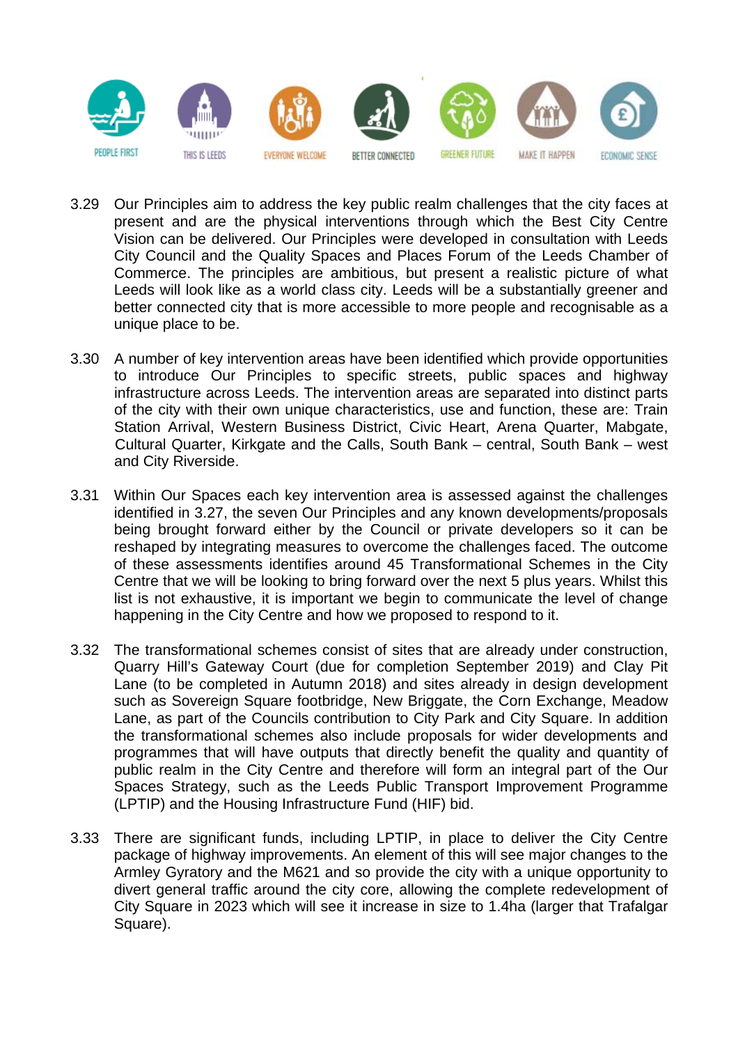PEOPLE FIRST THIS IS LEEDS EVERYONE WELCOME BETTER CONNECTED GREENER FUTURE MAKE IT HAPPEN ECONOMIC SENSE

3.29 Our Principles aim to address the key public realm challenges that the city faces at present and are the physical interventions through which the Best City Centre Vision can be delivered. Our Principles were developed in consultation with Leeds City Council and the Quality Spaces and Places Forum of the Leeds Chamber of Commerce. The principles are ambitious, but present a realistic picture of what Leeds will look like as a world class city. Leeds will be a substantially greener and better connected city that is more accessible to more people and recognisable as a unique place to be.

3.30 A number of key intervention areas have been identified which provide opportunities to introduce Our Principles to specific streets, public spaces and highway infrastructure across Leeds. The intervention areas are separated into distinct parts of the city with their own unique characteristics, use and function, these are: Train Station Arrival, Western Business District, Civic Heart, Arena Quarter, Mabgate, Cultural Quarter, Kirkgate and the Calls, South Bank – central, South Bank – west and City Riverside.

3.31 Within Our Spaces each key intervention area is assessed against the challenges identified in 3.27, the seven Our Principles and any known developments/proposals being brought forward either by the Council or private developers so it can be reshaped by integrating measures to overcome the challenges faced. The outcome of these assessments identifies around 45 Transformational Schemes in the City Centre that we will be looking to bring forward over the next 5 plus years. Whilst this list is not exhaustive, it is important we begin to communicate the level of change happening in the City Centre and how we proposed to respond to it.

3.32 The transformational schemes consist of sites that are already under construction, Quarry Hill's Gateway Court (due for completion September 2019) and Clay Pit Lane (to be completed in Autumn 2018) and sites already in design development such as Sovereign Square footbridge, New Briggate, the Corn Exchange, Meadow Lane, as part of the Councils contribution to City Park and City Square. In addition the transformational schemes also include proposals for wider developments and programmes that will have outputs that directly benefit the quality and quantity of public realm in the City Centre and therefore will form an integral part of the Our Spaces Strategy, such as the Leeds Public Transport Improvement Programme (LPTIP) and the Housing Infrastructure Fund (HIF) bid.

3.33 There are significant funds, including LPTIP, in place to deliver the City Centre package of highway improvements. An element of this will see major changes to the Armley Gyratory and the M621 and so provide the city with a unique opportunity to divert general traffic around the city core, allowing the complete redevelopment of City Square in 2023 which will see it increase in size to 1.4ha (larger that Trafalgar Square).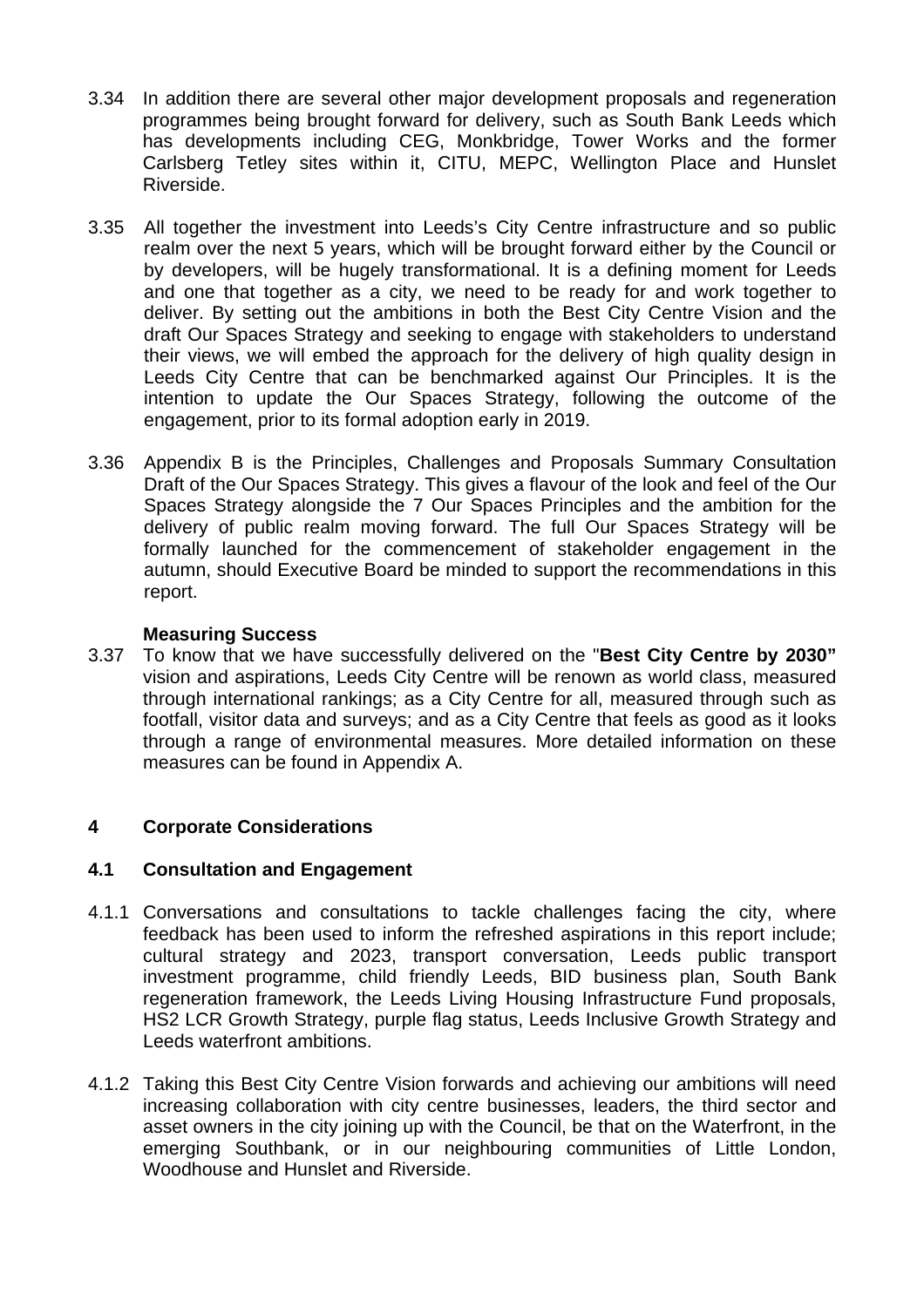3.34 In addition there are several other major development proposals and regeneration programmes being brought forward for delivery, such as South Bank Leeds which has developments including CEG, Monkbridge, Tower Works and the former Carlsberg Tetley sites within it, CITU, MEPC, Wellington Place and Hunslet Riverside.

3.35 All together the investment into Leeds's City Centre infrastructure and so public realm over the next 5 years, which will be brought forward either by the Council or by developers, will be hugely transformational. It is a defining moment for Leeds and one that together as a city, we need to be ready for and work together to deliver. By setting out the ambitions in both the Best City Centre Vision and the draft Our Spaces Strategy and seeking to engage with stakeholders to understand their views, we will embed the approach for the delivery of high quality design in Leeds City Centre that can be benchmarked against Our Principles. It is the intention to update the Our Spaces Strategy, following the outcome of the engagement, prior to its formal adoption early in 2019.

3.36 Appendix B is the Principles, Challenges and Proposals Summary Consultation Draft of the Our Spaces Strategy. This gives a flavour of the look and feel of the Our Spaces Strategy alongside the 7 Our Spaces Principles and the ambition for the delivery of public realm moving forward. The full Our Spaces Strategy will be formally launched for the commencement of stakeholder engagement in the autumn, should Executive Board be minded to support the recommendations in this report.

**Measuring Success**

3.37 To know that we have successfully delivered on the "**Best City Centre by 2030"** vision and aspirations, Leeds City Centre will be renown as world class, measured through international rankings; as a City Centre for all, measured through such as footfall, visitor data and surveys; and as a City Centre that feels as good as it looks through a range of environmental measures. More detailed information on these measures can be found in Appendix A.

## 4 Corporate Considerations

### 4.1 Consultation and Engagement

4.1.1 Conversations and consultations to tackle challenges facing the city, where feedback has been used to inform the refreshed aspirations in this report include; cultural strategy and 2023, transport conversation, Leeds public transport investment programme, child friendly Leeds, BID business plan, South Bank regeneration framework, the Leeds Living Housing Infrastructure Fund proposals, HS2 LCR Growth Strategy, purple flag status, Leeds Inclusive Growth Strategy and Leeds waterfront ambitions.

4.1.2 Taking this Best City Centre Vision forwards and achieving our ambitions will need increasing collaboration with city centre businesses, leaders, the third sector and asset owners in the city joining up with the Council, be that on the Waterfront, in the emerging Southbank, or in our neighbouring communities of Little London, Woodhouse and Hunslet and Riverside.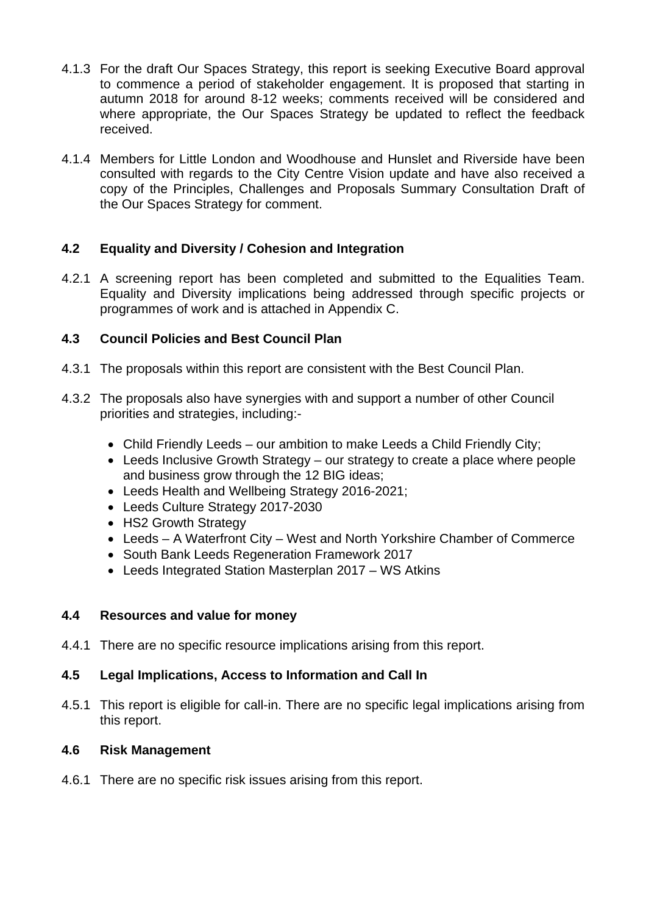4.1.3 For the draft Our Spaces Strategy, this report is seeking Executive Board approval to commence a period of stakeholder engagement. It is proposed that starting in autumn 2018 for around 8-12 weeks; comments received will be considered and where appropriate, the Our Spaces Strategy be updated to reflect the feedback received.

4.1.4 Members for Little London and Woodhouse and Hunslet and Riverside have been consulted with regards to the City Centre Vision update and have also received a copy of the Principles, Challenges and Proposals Summary Consultation Draft of the Our Spaces Strategy for comment.

### 4.2 Equality and Diversity / Cohesion and Integration

4.2.1 A screening report has been completed and submitted to the Equalities Team. Equality and Diversity implications being addressed through specific projects or programmes of work and is attached in Appendix C.

### 4.3 Council Policies and Best Council Plan

4.3.1 The proposals within this report are consistent with the Best Council Plan.

4.3.2 The proposals also have synergies with and support a number of other Council priorities and strategies, including:-

- Child Friendly Leeds – our ambition to make Leeds a Child Friendly City;
- Leeds Inclusive Growth Strategy – our strategy to create a place where people and business grow through the 12 BIG ideas;
- Leeds Health and Wellbeing Strategy 2016-2021;
- Leeds Culture Strategy 2017-2030
- HS2 Growth Strategy
- Leeds – A Waterfront City – West and North Yorkshire Chamber of Commerce
- South Bank Leeds Regeneration Framework 2017
- Leeds Integrated Station Masterplan 2017 – WS Atkins

### 4.4 Resources and value for money

4.4.1 There are no specific resource implications arising from this report.

### 4.5 Legal Implications, Access to Information and Call In

4.5.1 This report is eligible for call-in. There are no specific legal implications arising from this report.

### 4.6 Risk Management

4.6.1 There are no specific risk issues arising from this report.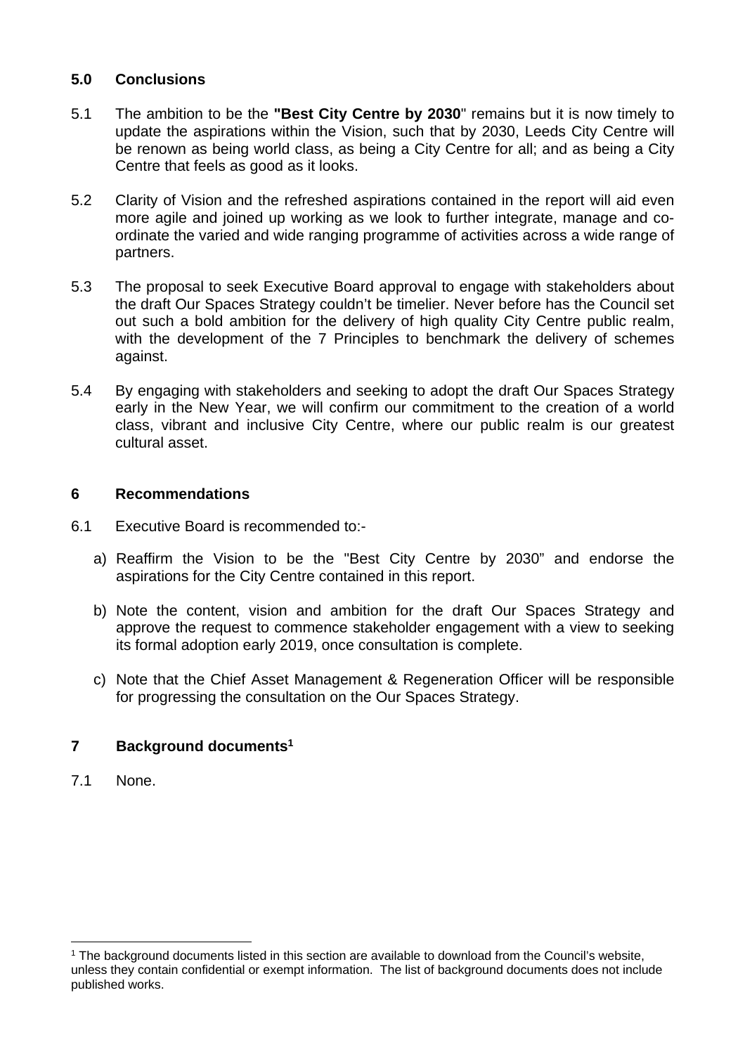## 5.0 Conclusions

5.1 The ambition to be the **"Best City Centre by 2030**" remains but it is now timely to update the aspirations within the Vision, such that by 2030, Leeds City Centre will be renown as being world class, as being a City Centre for all; and as being a City Centre that feels as good as it looks.

5.2 Clarity of Vision and the refreshed aspirations contained in the report will aid even more agile and joined up working as we look to further integrate, manage and co-ordinate the varied and wide ranging programme of activities across a wide range of partners.

5.3 The proposal to seek Executive Board approval to engage with stakeholders about the draft Our Spaces Strategy couldn't be timelier. Never before has the Council set out such a bold ambition for the delivery of high quality City Centre public realm, with the development of the 7 Principles to benchmark the delivery of schemes against.

5.4 By engaging with stakeholders and seeking to adopt the draft Our Spaces Strategy early in the New Year, we will confirm our commitment to the creation of a world class, vibrant and inclusive City Centre, where our public realm is our greatest cultural asset.

## 6 Recommendations

6.1 Executive Board is recommended to:-

a) Reaffirm the Vision to be the "Best City Centre by 2030" and endorse the aspirations for the City Centre contained in this report.

b) Note the content, vision and ambition for the draft Our Spaces Strategy and approve the request to commence stakeholder engagement with a view to seeking its formal adoption early 2019, once consultation is complete.

c) Note that the Chief Asset Management & Regeneration Officer will be responsible for progressing the consultation on the Our Spaces Strategy.

## 7 Background documents[1]

7.1 None.

---

[1] The background documents listed in this section are available to download from the Council's website, unless they contain confidential or exempt information. The list of background documents does not include published works.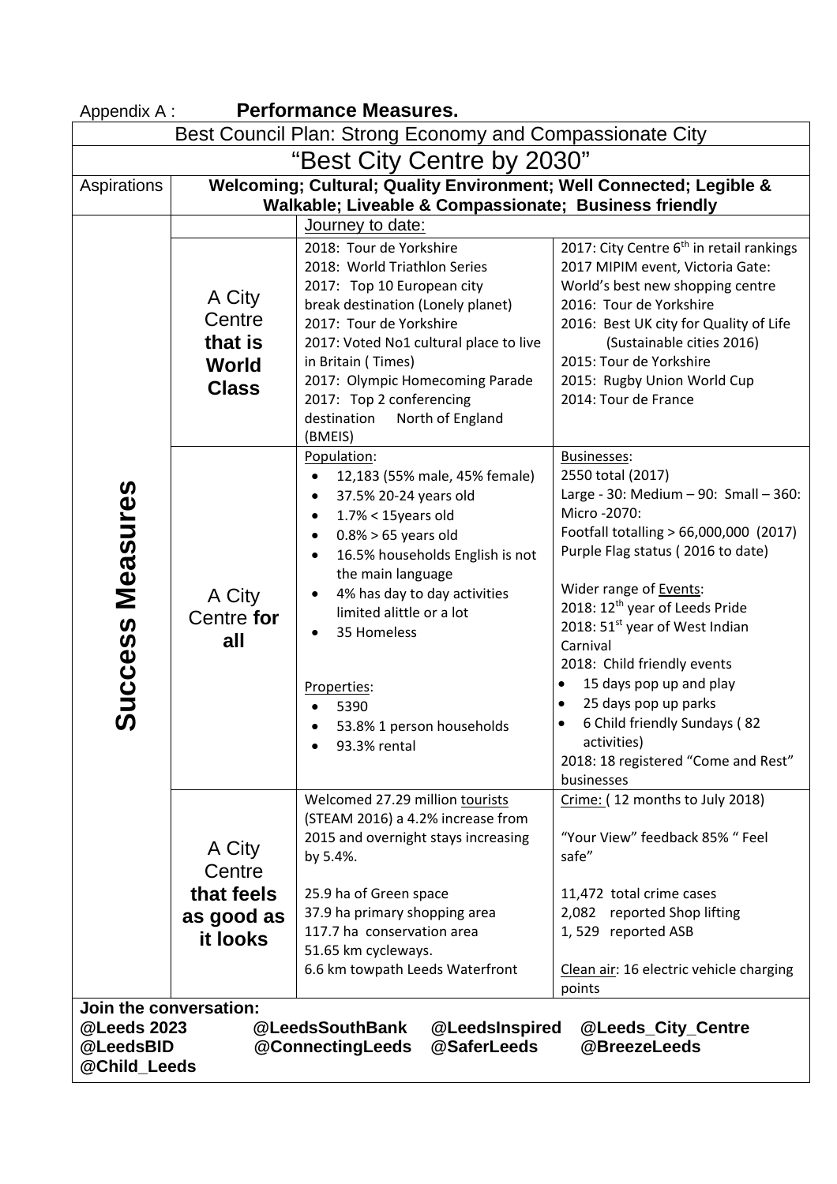Appendix A : **Performance Measures.**

| | | | |
|---|---|---|---|
| Best Council Plan: Strong Economy and Compassionate City | | | |
| "Best City Centre by 2030" | | | |
| Aspirations | **Welcoming; Cultural; Quality Environment; Well Connected; Legible & Walkable; Liveable & Compassionate; Business friendly** | | |
| **Success Measures** | | Journey to date: | |
| | A City Centre **that is World Class** | 2018: Tour de Yorkshire<br>2018: World Triathlon Series<br>2017: Top 10 European city break destination (Lonely planet)<br>2017: Tour de Yorkshire<br>2017: Voted No1 cultural place to live in Britain ( Times)<br>2017: Olympic Homecoming Parade<br>2017: Top 2 conferencing destination North of England (BMEIS) | 2017: City Centre 6th in retail rankings<br>2017 MIPIM event, Victoria Gate: World's best new shopping centre<br>2016: Tour de Yorkshire<br>2016: Best UK city for Quality of Life (Sustainable cities 2016)<br>2015: Tour de Yorkshire<br>2015: Rugby Union World Cup<br>2014: Tour de France |
| | A City Centre **for all** | Population:<br>• 12,183 (55% male, 45% female)<br>• 37.5% 20-24 years old<br>• 1.7% < 15years old<br>• 0.8% > 65 years old<br>• 16.5% households English is not the main language<br>• 4% has day to day activities limited alittle or a lot<br>• 35 Homeless<br><br>Properties:<br>• 5390<br>• 53.8% 1 person households<br>• 93.3% rental | Businesses:<br>2550 total (2017)<br>Large - 30: Medium – 90: Small – 360: Micro -2070:<br>Footfall totalling > 66,000,000 (2017)<br>Purple Flag status ( 2016 to date)<br><br>Wider range of Events:<br>2018: 12th year of Leeds Pride<br>2018: 51st year of West Indian Carnival<br>2018: Child friendly events<br>• 15 days pop up and play<br>• 25 days pop up parks<br>• 6 Child friendly Sundays ( 82 activities)<br>2018: 18 registered "Come and Rest" businesses |
| | A City Centre **that feels as good as it looks** | Welcomed 27.29 million tourists (STEAM 2016) a 4.2% increase from 2015 and overnight stays increasing by 5.4%.<br><br>25.9 ha of Green space<br>37.9 ha primary shopping area<br>117.7 ha conservation area<br>51.65 km cycleways.<br>6.6 km towpath Leeds Waterfront | Crime: ( 12 months to July 2018)<br><br>"Your View" feedback 85% " Feel safe"<br><br>11,472 total crime cases<br>2,082 reported Shop lifting<br>1, 529 reported ASB<br><br>Clean air: 16 electric vehicle charging points |

**Join the conversation:**
**@Leeds 2023 @LeedsSouthBank @LeedsInspired @Leeds_City_Centre**
**@LeedsBID @ConnectingLeeds @SaferLeeds @BreezeLeeds**
**@Child_Leeds**